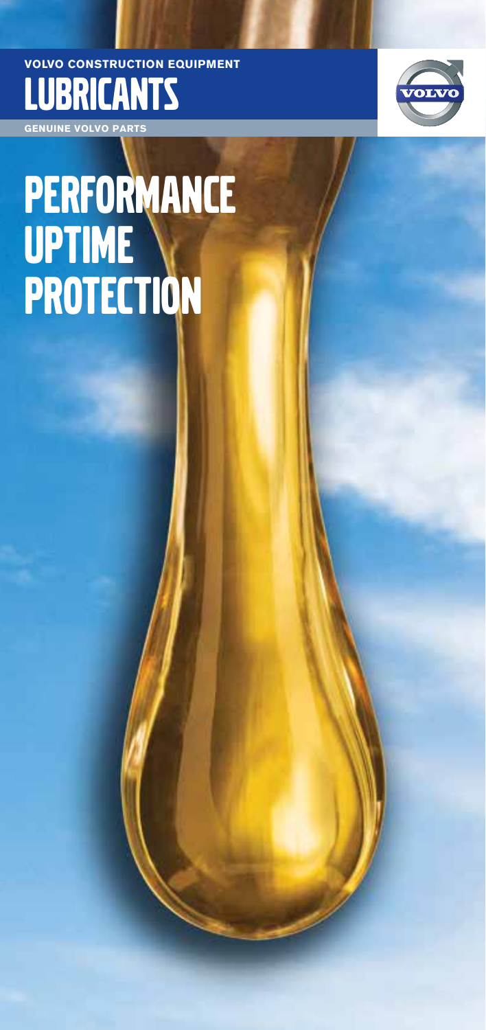**VOLVO CONSTRUCTION EQUIPMENT**

# LUBRICANTS

**GENUINE VOLVO PARTS**

# PERFORMANCE
# UPTIME
# PROTECTION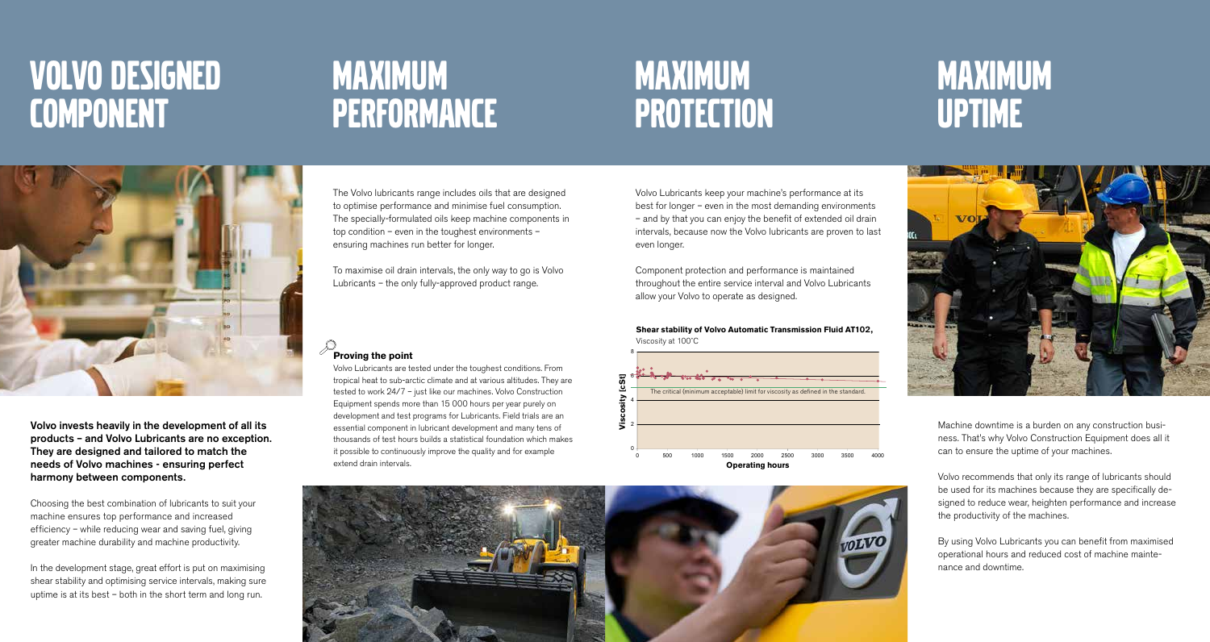# VOLVO DESIGNED COMPONENT

**Volvo invests heavily in the development of all its products – and Volvo Lubricants are no exception. They are designed and tailored to match the needs of Volvo machines - ensuring perfect harmony between components.**

Choosing the best combination of lubricants to suit your machine ensures top performance and increased efficiency – while reducing wear and saving fuel, giving greater machine durability and machine productivity.

In the development stage, great effort is put on maximising shear stability and optimising service intervals, making sure uptime is at its best – both in the short term and long run.

# MAXIMUM PERFORMANCE

The Volvo lubricants range includes oils that are designed to optimise performance and minimise fuel consumption. The specially-formulated oils keep machine components in top condition – even in the toughest environments – ensuring machines run better for longer.

To maximise oil drain intervals, the only way to go is Volvo Lubricants – the only fully-approved product range.

### Proving the point

Volvo Lubricants are tested under the toughest conditions. From tropical heat to sub-arctic climate and at various altitudes. They are tested to work 24/7 – just like our machines. Volvo Construction Equipment spends more than 15 000 hours per year purely on development and test programs for Lubricants. Field trials are an essential component in lubricant development and many tens of thousands of test hours builds a statistical foundation which makes it possible to continuously improve the quality and for example extend drain intervals.

# MAXIMUM PROTECTION

Volvo Lubricants keep your machine's performance at its best for longer – even in the most demanding environments – and by that you can enjoy the benefit of extended oil drain intervals, because now the Volvo lubricants are proven to last even longer.

Component protection and performance is maintained throughout the entire service interval and Volvo Lubricants allow your Volvo to operate as designed.

**Shear stability of Volvo Automatic Transmission Fluid AT102,**
Viscosity at 100°C

Viscosity [cSt]
8
6
4
2
0
The critical (minimum acceptable) limit for viscosity as defined in the standard.
0 500 1000 1500 2000 2500 3000 3500 4000
**Operating hours**

# MAXIMUM UPTIME

Machine downtime is a burden on any construction business. That's why Volvo Construction Equipment does all it can to ensure the uptime of your machines.

Volvo recommends that only its range of lubricants should be used for its machines because they are specifically designed to reduce wear, heighten performance and increase the productivity of the machines.

By using Volvo Lubricants you can benefit from maximised operational hours and reduced cost of machine maintenance and downtime.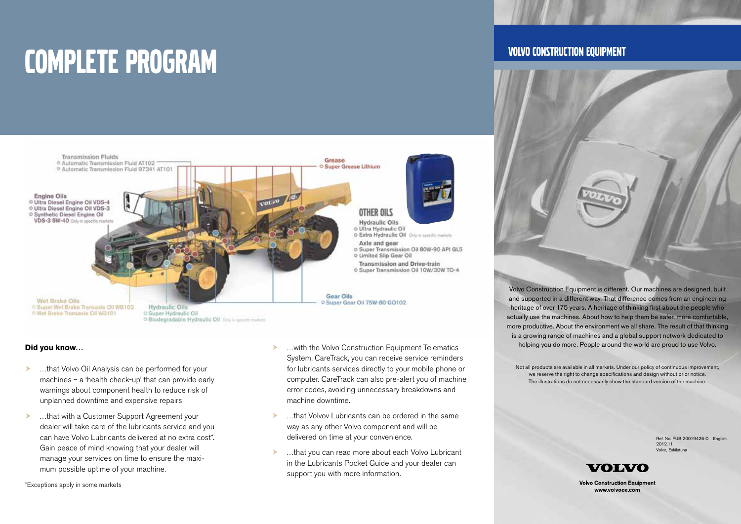# COMPLETE PROGRAM

Transmission Fluids
- Automatic Transmission Fluid AT102
- Automatic Transmission Fluid 97341 AT101

Engine Oils
- Ultra Diesel Engine Oil VDS-4
- Ultra Diesel Engine Oil VDS-3
- Synthetic Diesel Engine Oil VDS-3 5W-40 Only in specific markets

Grease
- Super Grease Lithium

## OTHER OILS

Hydraulic Oils
- Ultra Hydraulic Oil
- Extra Hydraulic Oil Only in specific markets

Axle and gear
- Super Transmission Oil 80W-90 API GL5
- Limited Slip Gear Oil

Transmission and Drive-train
- Super Transmission Oil 10W/30W TO-4

Gear Oils
- Super Gear Oil 75W-80 GO102

Wet Brake Oils
- Super Wet Brake Transaxle Oil WB102
- Wet Brake Transaxle Oil WB101

Hydraulic Oils
- Super Hydraulic Oil
- Biodegradable Hydraulic Oil Only in specific markets

**Did you know**…

- …that Volvo Oil Analysis can be performed for your machines – a 'health check-up' that can provide early warnings about component health to reduce risk of unplanned downtime and expensive repairs
- …that with a Customer Support Agreement your dealer will take care of the lubricants service and you can have Volvo Lubricants delivered at no extra cost*. Gain peace of mind knowing that your dealer will manage your services on time to ensure the maximum possible uptime of your machine.
- …with the Volvo Construction Equipment Telematics System, CareTrack, you can receive service reminders for lubricants services directly to your mobile phone or computer. CareTrack can also pre-alert you of machine error codes, avoiding unnecessary breakdowns and machine downtime.
- …that Volvov Lubricants can be ordered in the same way as any other Volvo component and will be delivered on time at your convenience.
- …that you can read more about each Volvo Lubricant in the Lubricants Pocket Guide and your dealer can support you with more information.

*Exceptions apply in some markets

## VOLVO CONSTRUCTION EQUIPMENT

Volvo Construction Equipment is different. Our machines are designed, built and supported in a different way. That difference comes from an engineering heritage of over 175 years. A heritage of thinking first about the people who actually use the machines. About how to help them be safer, more comfortable, more productive. About the environment we all share. The result of that thinking is a growing range of machines and a global support network dedicated to helping you do more. People around the world are proud to use Volvo.

Not all products are available in all markets. Under our policy of continuous improvement, we reserve the right to change specifications and design without prior notice. The illustrations do not necessarily show the standard version of the machine.

Ref. No. PUB 20019426-D English
2012.11
Volvo, Eskilstuna

VOLVO

Volvo Construction Equipment
www.volvoce.com